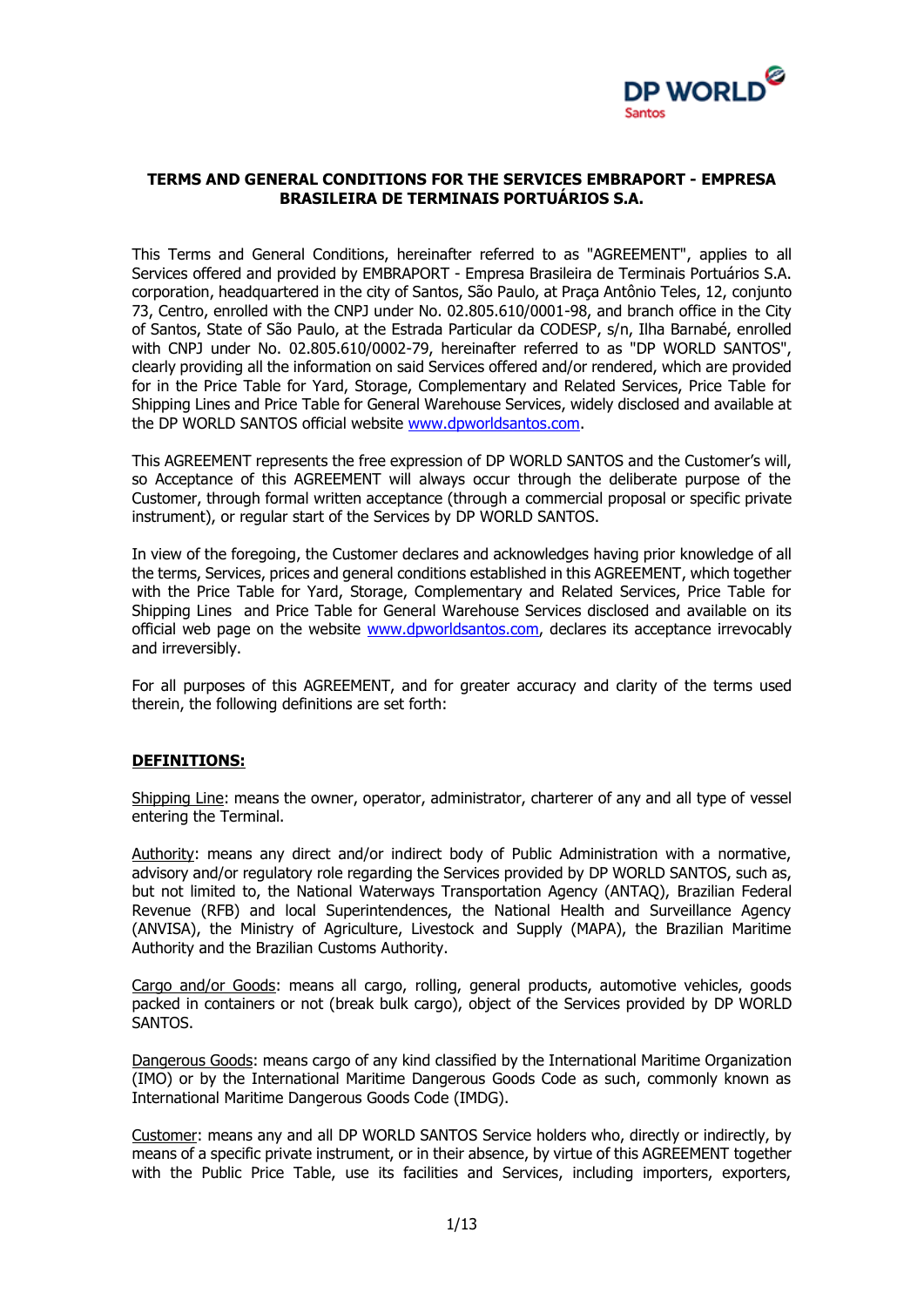# TERMS AND GENERAL CONDITIONS FOR THE SERVICES EMBRAPORT - EMPRESA BRASILEIRA DE TERMINAIS PORTUÁRIOS S.A.

This Terms and General Conditions, hereinafter referred to as "AGREEMENT", applies to all Services offered and provided by EMBRAPORT - Empresa Brasileira de Terminais Portuários S.A. corporation, headquartered in the city of Santos, São Paulo, at Praça Antônio Teles, 12, conjunto 73, Centro, enrolled with the CNPJ under No. 02.805.610/0001-98, and branch office in the City of Santos, State of São Paulo, at the Estrada Particular da CODESP, s/n, Ilha Barnabé, enrolled with CNPJ under No. 02.805.610/0002-79, hereinafter referred to as "DP WORLD SANTOS", clearly providing all the information on said Services offered and/or rendered, which are provided for in the Price Table for Yard, Storage, Complementary and Related Services, Price Table for Shipping Lines and Price Table for General Warehouse Services, widely disclosed and available at the DP WORLD SANTOS official website www.dpworldsantos.com.

This AGREEMENT represents the free expression of DP WORLD SANTOS and the Customer's will, so Acceptance of this AGREEMENT will always occur through the deliberate purpose of the Customer, through formal written acceptance (through a commercial proposal or specific private instrument), or regular start of the Services by DP WORLD SANTOS.

In view of the foregoing, the Customer declares and acknowledges having prior knowledge of all the terms, Services, prices and general conditions established in this AGREEMENT, which together with the Price Table for Yard, Storage, Complementary and Related Services, Price Table for Shipping Lines and Price Table for General Warehouse Services disclosed and available on its official web page on the website www.dpworldsantos.com, declares its acceptance irrevocably and irreversibly.

For all purposes of this AGREEMENT, and for greater accuracy and clarity of the terms used therein, the following definitions are set forth:

## DEFINITIONS:

Shipping Line: means the owner, operator, administrator, charterer of any and all type of vessel entering the Terminal.

Authority: means any direct and/or indirect body of Public Administration with a normative, advisory and/or regulatory role regarding the Services provided by DP WORLD SANTOS, such as, but not limited to, the National Waterways Transportation Agency (ANTAQ), Brazilian Federal Revenue (RFB) and local Superintendences, the National Health and Surveillance Agency (ANVISA), the Ministry of Agriculture, Livestock and Supply (MAPA), the Brazilian Maritime Authority and the Brazilian Customs Authority.

Cargo and/or Goods: means all cargo, rolling, general products, automotive vehicles, goods packed in containers or not (break bulk cargo), object of the Services provided by DP WORLD SANTOS.

Dangerous Goods: means cargo of any kind classified by the International Maritime Organization (IMO) or by the International Maritime Dangerous Goods Code as such, commonly known as International Maritime Dangerous Goods Code (IMDG).

Customer: means any and all DP WORLD SANTOS Service holders who, directly or indirectly, by means of a specific private instrument, or in their absence, by virtue of this AGREEMENT together with the Public Price Table, use its facilities and Services, including importers, exporters,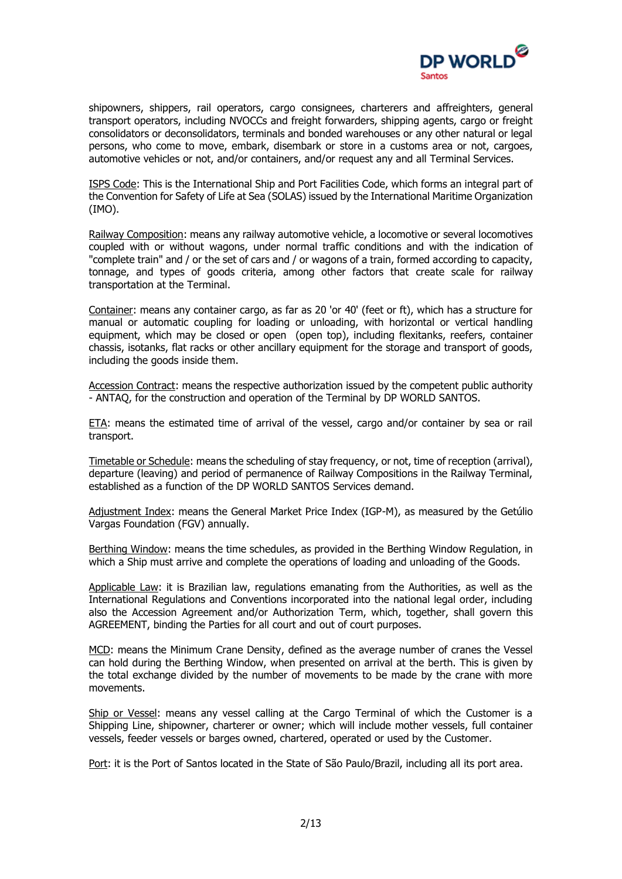shipowners, shippers, rail operators, cargo consignees, charterers and affreighters, general transport operators, including NVOCCs and freight forwarders, shipping agents, cargo or freight consolidators or deconsolidators, terminals and bonded warehouses or any other natural or legal persons, who come to move, embark, disembark or store in a customs area or not, cargoes, automotive vehicles or not, and/or containers, and/or request any and all Terminal Services.

ISPS Code: This is the International Ship and Port Facilities Code, which forms an integral part of the Convention for Safety of Life at Sea (SOLAS) issued by the International Maritime Organization (IMO).

Railway Composition: means any railway automotive vehicle, a locomotive or several locomotives coupled with or without wagons, under normal traffic conditions and with the indication of "complete train" and / or the set of cars and / or wagons of a train, formed according to capacity, tonnage, and types of goods criteria, among other factors that create scale for railway transportation at the Terminal.

Container: means any container cargo, as far as 20 'or 40' (feet or ft), which has a structure for manual or automatic coupling for loading or unloading, with horizontal or vertical handling equipment, which may be closed or open (open top), including flexitanks, reefers, container chassis, isotanks, flat racks or other ancillary equipment for the storage and transport of goods, including the goods inside them.

Accession Contract: means the respective authorization issued by the competent public authority - ANTAQ, for the construction and operation of the Terminal by DP WORLD SANTOS.

ETA: means the estimated time of arrival of the vessel, cargo and/or container by sea or rail transport.

Timetable or Schedule: means the scheduling of stay frequency, or not, time of reception (arrival), departure (leaving) and period of permanence of Railway Compositions in the Railway Terminal, established as a function of the DP WORLD SANTOS Services demand.

Adjustment Index: means the General Market Price Index (IGP-M), as measured by the Getúlio Vargas Foundation (FGV) annually.

Berthing Window: means the time schedules, as provided in the Berthing Window Regulation, in which a Ship must arrive and complete the operations of loading and unloading of the Goods.

Applicable Law: it is Brazilian law, regulations emanating from the Authorities, as well as the International Regulations and Conventions incorporated into the national legal order, including also the Accession Agreement and/or Authorization Term, which, together, shall govern this AGREEMENT, binding the Parties for all court and out of court purposes.

MCD: means the Minimum Crane Density, defined as the average number of cranes the Vessel can hold during the Berthing Window, when presented on arrival at the berth. This is given by the total exchange divided by the number of movements to be made by the crane with more movements.

Ship or Vessel: means any vessel calling at the Cargo Terminal of which the Customer is a Shipping Line, shipowner, charterer or owner; which will include mother vessels, full container vessels, feeder vessels or barges owned, chartered, operated or used by the Customer.

Port: it is the Port of Santos located in the State of São Paulo/Brazil, including all its port area.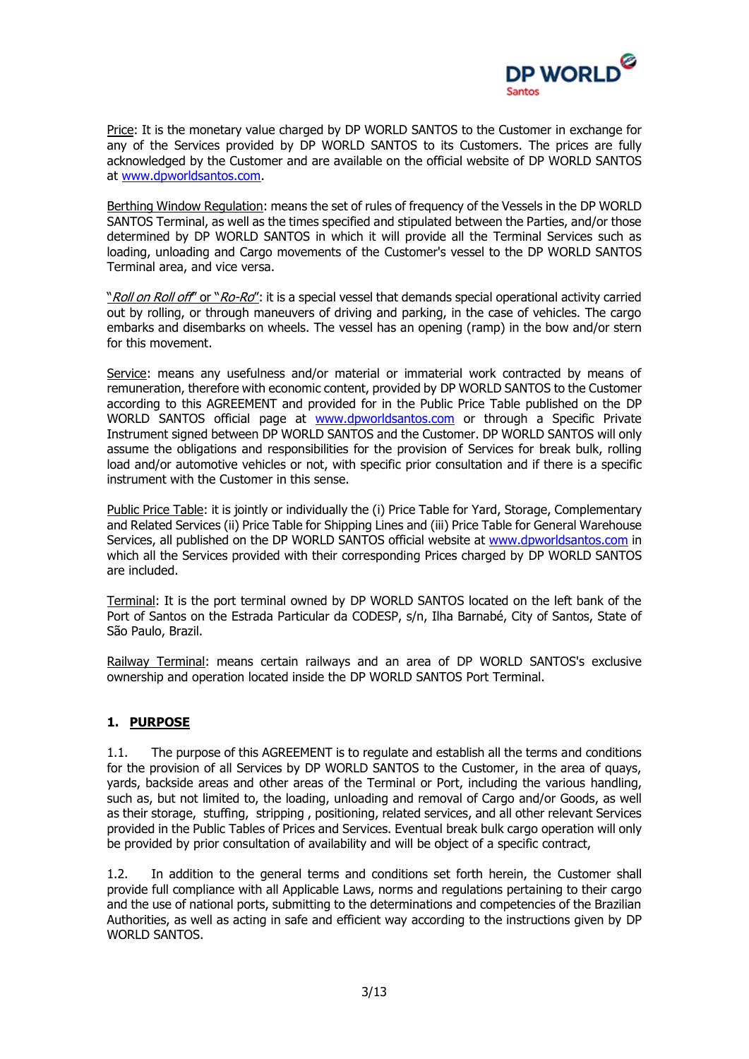Price: It is the monetary value charged by DP WORLD SANTOS to the Customer in exchange for any of the Services provided by DP WORLD SANTOS to its Customers. The prices are fully acknowledged by the Customer and are available on the official website of DP WORLD SANTOS at www.dpworldsantos.com.

Berthing Window Regulation: means the set of rules of frequency of the Vessels in the DP WORLD SANTOS Terminal, as well as the times specified and stipulated between the Parties, and/or those determined by DP WORLD SANTOS in which it will provide all the Terminal Services such as loading, unloading and Cargo movements of the Customer's vessel to the DP WORLD SANTOS Terminal area, and vice versa.

"*Roll on Roll off*" or "*Ro-Ro*": it is a special vessel that demands special operational activity carried out by rolling, or through maneuvers of driving and parking, in the case of vehicles. The cargo embarks and disembarks on wheels. The vessel has an opening (ramp) in the bow and/or stern for this movement.

Service: means any usefulness and/or material or immaterial work contracted by means of remuneration, therefore with economic content, provided by DP WORLD SANTOS to the Customer according to this AGREEMENT and provided for in the Public Price Table published on the DP WORLD SANTOS official page at www.dpworldsantos.com or through a Specific Private Instrument signed between DP WORLD SANTOS and the Customer. DP WORLD SANTOS will only assume the obligations and responsibilities for the provision of Services for break bulk, rolling load and/or automotive vehicles or not, with specific prior consultation and if there is a specific instrument with the Customer in this sense.

Public Price Table: it is jointly or individually the (i) Price Table for Yard, Storage, Complementary and Related Services (ii) Price Table for Shipping Lines and (iii) Price Table for General Warehouse Services, all published on the DP WORLD SANTOS official website at www.dpworldsantos.com in which all the Services provided with their corresponding Prices charged by DP WORLD SANTOS are included.

Terminal: It is the port terminal owned by DP WORLD SANTOS located on the left bank of the Port of Santos on the Estrada Particular da CODESP, s/n, Ilha Barnabé, City of Santos, State of São Paulo, Brazil.

Railway Terminal: means certain railways and an area of DP WORLD SANTOS's exclusive ownership and operation located inside the DP WORLD SANTOS Port Terminal.

## 1. PURPOSE

1.1. The purpose of this AGREEMENT is to regulate and establish all the terms and conditions for the provision of all Services by DP WORLD SANTOS to the Customer, in the area of quays, yards, backside areas and other areas of the Terminal or Port, including the various handling, such as, but not limited to, the loading, unloading and removal of Cargo and/or Goods, as well as their storage, stuffing, stripping , positioning, related services, and all other relevant Services provided in the Public Tables of Prices and Services. Eventual break bulk cargo operation will only be provided by prior consultation of availability and will be object of a specific contract,

1.2. In addition to the general terms and conditions set forth herein, the Customer shall provide full compliance with all Applicable Laws, norms and regulations pertaining to their cargo and the use of national ports, submitting to the determinations and competencies of the Brazilian Authorities, as well as acting in safe and efficient way according to the instructions given by DP WORLD SANTOS.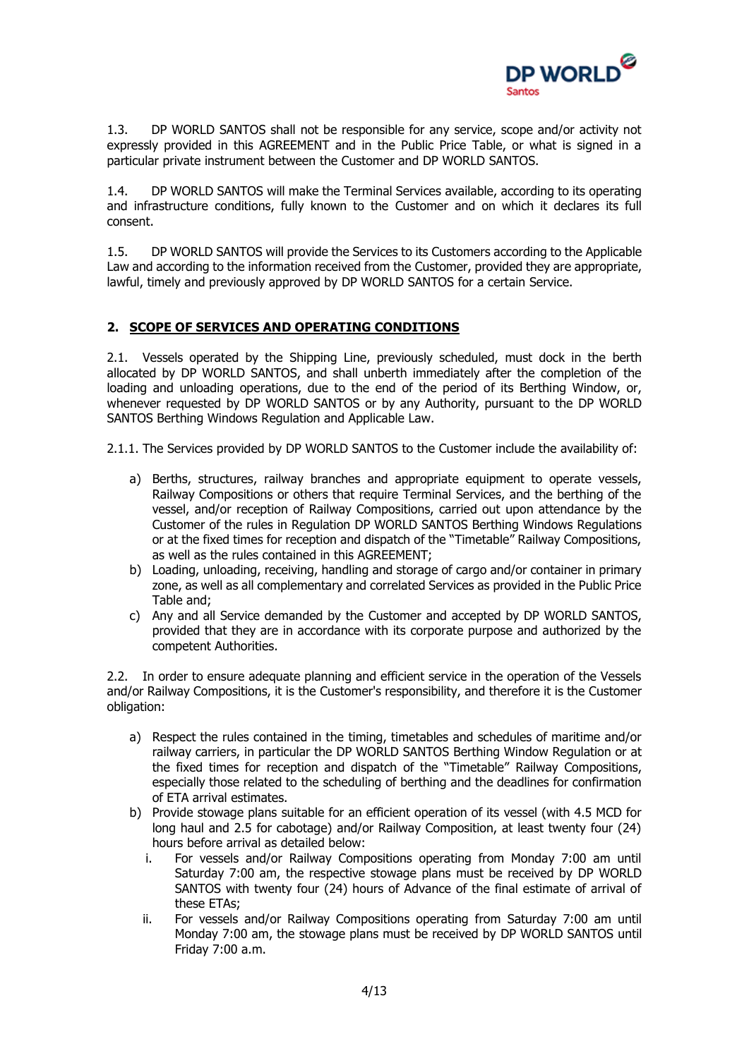1.3. DP WORLD SANTOS shall not be responsible for any service, scope and/or activity not expressly provided in this AGREEMENT and in the Public Price Table, or what is signed in a particular private instrument between the Customer and DP WORLD SANTOS.

1.4. DP WORLD SANTOS will make the Terminal Services available, according to its operating and infrastructure conditions, fully known to the Customer and on which it declares its full consent.

1.5. DP WORLD SANTOS will provide the Services to its Customers according to the Applicable Law and according to the information received from the Customer, provided they are appropriate, lawful, timely and previously approved by DP WORLD SANTOS for a certain Service.

## 2. SCOPE OF SERVICES AND OPERATING CONDITIONS

2.1. Vessels operated by the Shipping Line, previously scheduled, must dock in the berth allocated by DP WORLD SANTOS, and shall unberth immediately after the completion of the loading and unloading operations, due to the end of the period of its Berthing Window, or, whenever requested by DP WORLD SANTOS or by any Authority, pursuant to the DP WORLD SANTOS Berthing Windows Regulation and Applicable Law.

2.1.1. The Services provided by DP WORLD SANTOS to the Customer include the availability of:

a) Berths, structures, railway branches and appropriate equipment to operate vessels, Railway Compositions or others that require Terminal Services, and the berthing of the vessel, and/or reception of Railway Compositions, carried out upon attendance by the Customer of the rules in Regulation DP WORLD SANTOS Berthing Windows Regulations or at the fixed times for reception and dispatch of the "Timetable" Railway Compositions, as well as the rules contained in this AGREEMENT;
b) Loading, unloading, receiving, handling and storage of cargo and/or container in primary zone, as well as all complementary and correlated Services as provided in the Public Price Table and;
c) Any and all Service demanded by the Customer and accepted by DP WORLD SANTOS, provided that they are in accordance with its corporate purpose and authorized by the competent Authorities.

2.2. In order to ensure adequate planning and efficient service in the operation of the Vessels and/or Railway Compositions, it is the Customer's responsibility, and therefore it is the Customer obligation:

a) Respect the rules contained in the timing, timetables and schedules of maritime and/or railway carriers, in particular the DP WORLD SANTOS Berthing Window Regulation or at the fixed times for reception and dispatch of the "Timetable" Railway Compositions, especially those related to the scheduling of berthing and the deadlines for confirmation of ETA arrival estimates.
b) Provide stowage plans suitable for an efficient operation of its vessel (with 4.5 MCD for long haul and 2.5 for cabotage) and/or Railway Composition, at least twenty four (24) hours before arrival as detailed below:
   i. For vessels and/or Railway Compositions operating from Monday 7:00 am until Saturday 7:00 am, the respective stowage plans must be received by DP WORLD SANTOS with twenty four (24) hours of Advance of the final estimate of arrival of these ETAs;
   ii. For vessels and/or Railway Compositions operating from Saturday 7:00 am until Monday 7:00 am, the stowage plans must be received by DP WORLD SANTOS until Friday 7:00 a.m.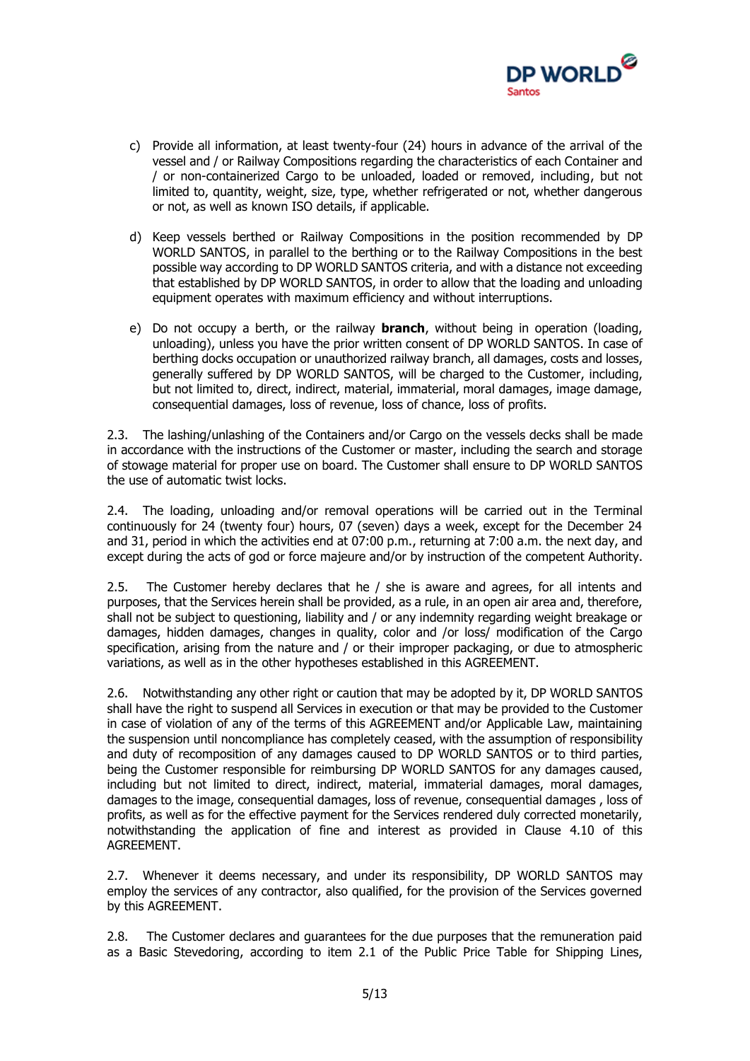c) Provide all information, at least twenty-four (24) hours in advance of the arrival of the vessel and / or Railway Compositions regarding the characteristics of each Container and / or non-containerized Cargo to be unloaded, loaded or removed, including, but not limited to, quantity, weight, size, type, whether refrigerated or not, whether dangerous or not, as well as known ISO details, if applicable.

d) Keep vessels berthed or Railway Compositions in the position recommended by DP WORLD SANTOS, in parallel to the berthing or to the Railway Compositions in the best possible way according to DP WORLD SANTOS criteria, and with a distance not exceeding that established by DP WORLD SANTOS, in order to allow that the loading and unloading equipment operates with maximum efficiency and without interruptions.

e) Do not occupy a berth, or the railway **branch**, without being in operation (loading, unloading), unless you have the prior written consent of DP WORLD SANTOS. In case of berthing docks occupation or unauthorized railway branch, all damages, costs and losses, generally suffered by DP WORLD SANTOS, will be charged to the Customer, including, but not limited to, direct, indirect, material, immaterial, moral damages, image damage, consequential damages, loss of revenue, loss of chance, loss of profits.

2.3. The lashing/unlashing of the Containers and/or Cargo on the vessels decks shall be made in accordance with the instructions of the Customer or master, including the search and storage of stowage material for proper use on board. The Customer shall ensure to DP WORLD SANTOS the use of automatic twist locks.

2.4. The loading, unloading and/or removal operations will be carried out in the Terminal continuously for 24 (twenty four) hours, 07 (seven) days a week, except for the December 24 and 31, period in which the activities end at 07:00 p.m., returning at 7:00 a.m. the next day, and except during the acts of god or force majeure and/or by instruction of the competent Authority.

2.5. The Customer hereby declares that he / she is aware and agrees, for all intents and purposes, that the Services herein shall be provided, as a rule, in an open air area and, therefore, shall not be subject to questioning, liability and / or any indemnity regarding weight breakage or damages, hidden damages, changes in quality, color and /or loss/ modification of the Cargo specification, arising from the nature and / or their improper packaging, or due to atmospheric variations, as well as in the other hypotheses established in this AGREEMENT.

2.6. Notwithstanding any other right or caution that may be adopted by it, DP WORLD SANTOS shall have the right to suspend all Services in execution or that may be provided to the Customer in case of violation of any of the terms of this AGREEMENT and/or Applicable Law, maintaining the suspension until noncompliance has completely ceased, with the assumption of responsibility and duty of recomposition of any damages caused to DP WORLD SANTOS or to third parties, being the Customer responsible for reimbursing DP WORLD SANTOS for any damages caused, including but not limited to direct, indirect, material, immaterial damages, moral damages, damages to the image, consequential damages, loss of revenue, consequential damages , loss of profits, as well as for the effective payment for the Services rendered duly corrected monetarily, notwithstanding the application of fine and interest as provided in Clause 4.10 of this AGREEMENT.

2.7. Whenever it deems necessary, and under its responsibility, DP WORLD SANTOS may employ the services of any contractor, also qualified, for the provision of the Services governed by this AGREEMENT.

2.8. The Customer declares and guarantees for the due purposes that the remuneration paid as a Basic Stevedoring, according to item 2.1 of the Public Price Table for Shipping Lines,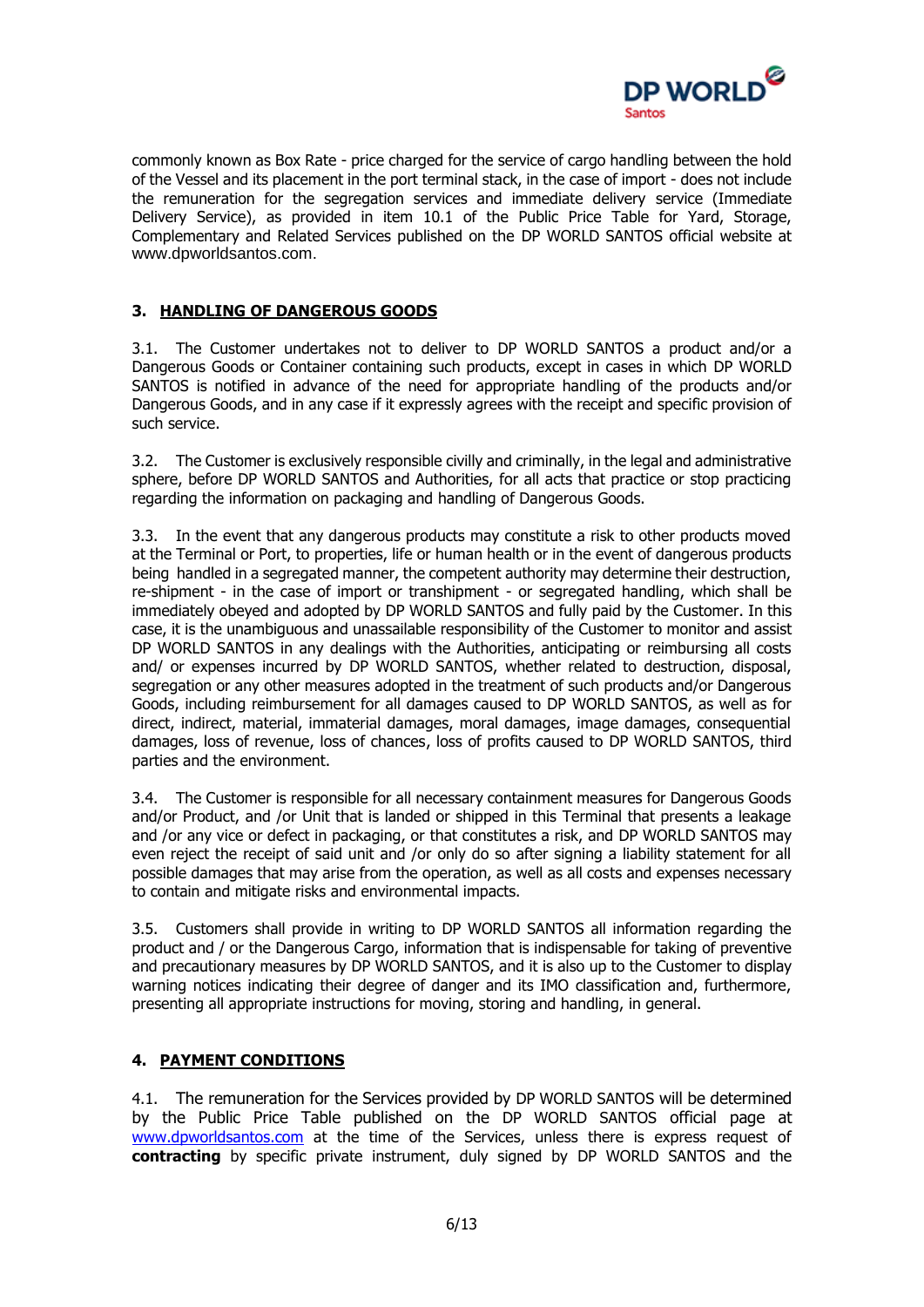commonly known as Box Rate - price charged for the service of cargo handling between the hold of the Vessel and its placement in the port terminal stack, in the case of import - does not include the remuneration for the segregation services and immediate delivery service (Immediate Delivery Service), as provided in item 10.1 of the Public Price Table for Yard, Storage, Complementary and Related Services published on the DP WORLD SANTOS official website at www.dpworldsantos.com.

## 3. HANDLING OF DANGEROUS GOODS

3.1. The Customer undertakes not to deliver to DP WORLD SANTOS a product and/or a Dangerous Goods or Container containing such products, except in cases in which DP WORLD SANTOS is notified in advance of the need for appropriate handling of the products and/or Dangerous Goods, and in any case if it expressly agrees with the receipt and specific provision of such service.

3.2. The Customer is exclusively responsible civilly and criminally, in the legal and administrative sphere, before DP WORLD SANTOS and Authorities, for all acts that practice or stop practicing regarding the information on packaging and handling of Dangerous Goods.

3.3. In the event that any dangerous products may constitute a risk to other products moved at the Terminal or Port, to properties, life or human health or in the event of dangerous products being handled in a segregated manner, the competent authority may determine their destruction, re-shipment - in the case of import or transhipment - or segregated handling, which shall be immediately obeyed and adopted by DP WORLD SANTOS and fully paid by the Customer. In this case, it is the unambiguous and unassailable responsibility of the Customer to monitor and assist DP WORLD SANTOS in any dealings with the Authorities, anticipating or reimbursing all costs and/ or expenses incurred by DP WORLD SANTOS, whether related to destruction, disposal, segregation or any other measures adopted in the treatment of such products and/or Dangerous Goods, including reimbursement for all damages caused to DP WORLD SANTOS, as well as for direct, indirect, material, immaterial damages, moral damages, image damages, consequential damages, loss of revenue, loss of chances, loss of profits caused to DP WORLD SANTOS, third parties and the environment.

3.4. The Customer is responsible for all necessary containment measures for Dangerous Goods and/or Product, and /or Unit that is landed or shipped in this Terminal that presents a leakage and /or any vice or defect in packaging, or that constitutes a risk, and DP WORLD SANTOS may even reject the receipt of said unit and /or only do so after signing a liability statement for all possible damages that may arise from the operation, as well as all costs and expenses necessary to contain and mitigate risks and environmental impacts.

3.5. Customers shall provide in writing to DP WORLD SANTOS all information regarding the product and / or the Dangerous Cargo, information that is indispensable for taking of preventive and precautionary measures by DP WORLD SANTOS, and it is also up to the Customer to display warning notices indicating their degree of danger and its IMO classification and, furthermore, presenting all appropriate instructions for moving, storing and handling, in general.

## 4. PAYMENT CONDITIONS

4.1. The remuneration for the Services provided by DP WORLD SANTOS will be determined by the Public Price Table published on the DP WORLD SANTOS official page at www.dpworldsantos.com at the time of the Services, unless there is express request of **contracting** by specific private instrument, duly signed by DP WORLD SANTOS and the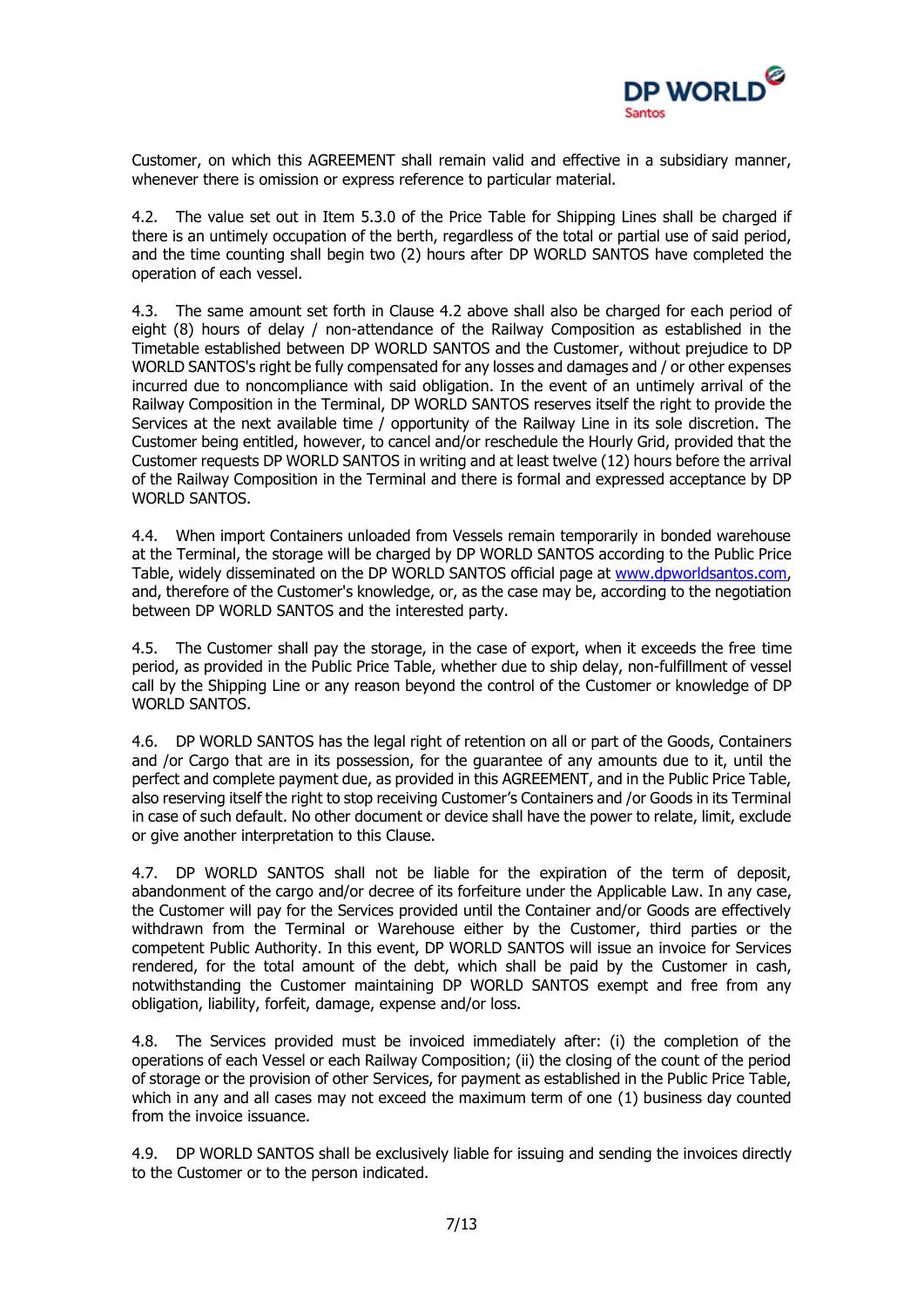Customer, on which this AGREEMENT shall remain valid and effective in a subsidiary manner, whenever there is omission or express reference to particular material.

4.2. The value set out in Item 5.3.0 of the Price Table for Shipping Lines shall be charged if there is an untimely occupation of the berth, regardless of the total or partial use of said period, and the time counting shall begin two (2) hours after DP WORLD SANTOS have completed the operation of each vessel.

4.3. The same amount set forth in Clause 4.2 above shall also be charged for each period of eight (8) hours of delay / non-attendance of the Railway Composition as established in the Timetable established between DP WORLD SANTOS and the Customer, without prejudice to DP WORLD SANTOS's right be fully compensated for any losses and damages and / or other expenses incurred due to noncompliance with said obligation. In the event of an untimely arrival of the Railway Composition in the Terminal, DP WORLD SANTOS reserves itself the right to provide the Services at the next available time / opportunity of the Railway Line in its sole discretion. The Customer being entitled, however, to cancel and/or reschedule the Hourly Grid, provided that the Customer requests DP WORLD SANTOS in writing and at least twelve (12) hours before the arrival of the Railway Composition in the Terminal and there is formal and expressed acceptance by DP WORLD SANTOS.

4.4. When import Containers unloaded from Vessels remain temporarily in bonded warehouse at the Terminal, the storage will be charged by DP WORLD SANTOS according to the Public Price Table, widely disseminated on the DP WORLD SANTOS official page at www.dpworldsantos.com, and, therefore of the Customer's knowledge, or, as the case may be, according to the negotiation between DP WORLD SANTOS and the interested party.

4.5. The Customer shall pay the storage, in the case of export, when it exceeds the free time period, as provided in the Public Price Table, whether due to ship delay, non-fulfillment of vessel call by the Shipping Line or any reason beyond the control of the Customer or knowledge of DP WORLD SANTOS.

4.6. DP WORLD SANTOS has the legal right of retention on all or part of the Goods, Containers and /or Cargo that are in its possession, for the guarantee of any amounts due to it, until the perfect and complete payment due, as provided in this AGREEMENT, and in the Public Price Table, also reserving itself the right to stop receiving Customer's Containers and /or Goods in its Terminal in case of such default. No other document or device shall have the power to relate, limit, exclude or give another interpretation to this Clause.

4.7. DP WORLD SANTOS shall not be liable for the expiration of the term of deposit, abandonment of the cargo and/or decree of its forfeiture under the Applicable Law. In any case, the Customer will pay for the Services provided until the Container and/or Goods are effectively withdrawn from the Terminal or Warehouse either by the Customer, third parties or the competent Public Authority. In this event, DP WORLD SANTOS will issue an invoice for Services rendered, for the total amount of the debt, which shall be paid by the Customer in cash, notwithstanding the Customer maintaining DP WORLD SANTOS exempt and free from any obligation, liability, forfeit, damage, expense and/or loss.

4.8. The Services provided must be invoiced immediately after: (i) the completion of the operations of each Vessel or each Railway Composition; (ii) the closing of the count of the period of storage or the provision of other Services, for payment as established in the Public Price Table, which in any and all cases may not exceed the maximum term of one (1) business day counted from the invoice issuance.

4.9. DP WORLD SANTOS shall be exclusively liable for issuing and sending the invoices directly to the Customer or to the person indicated.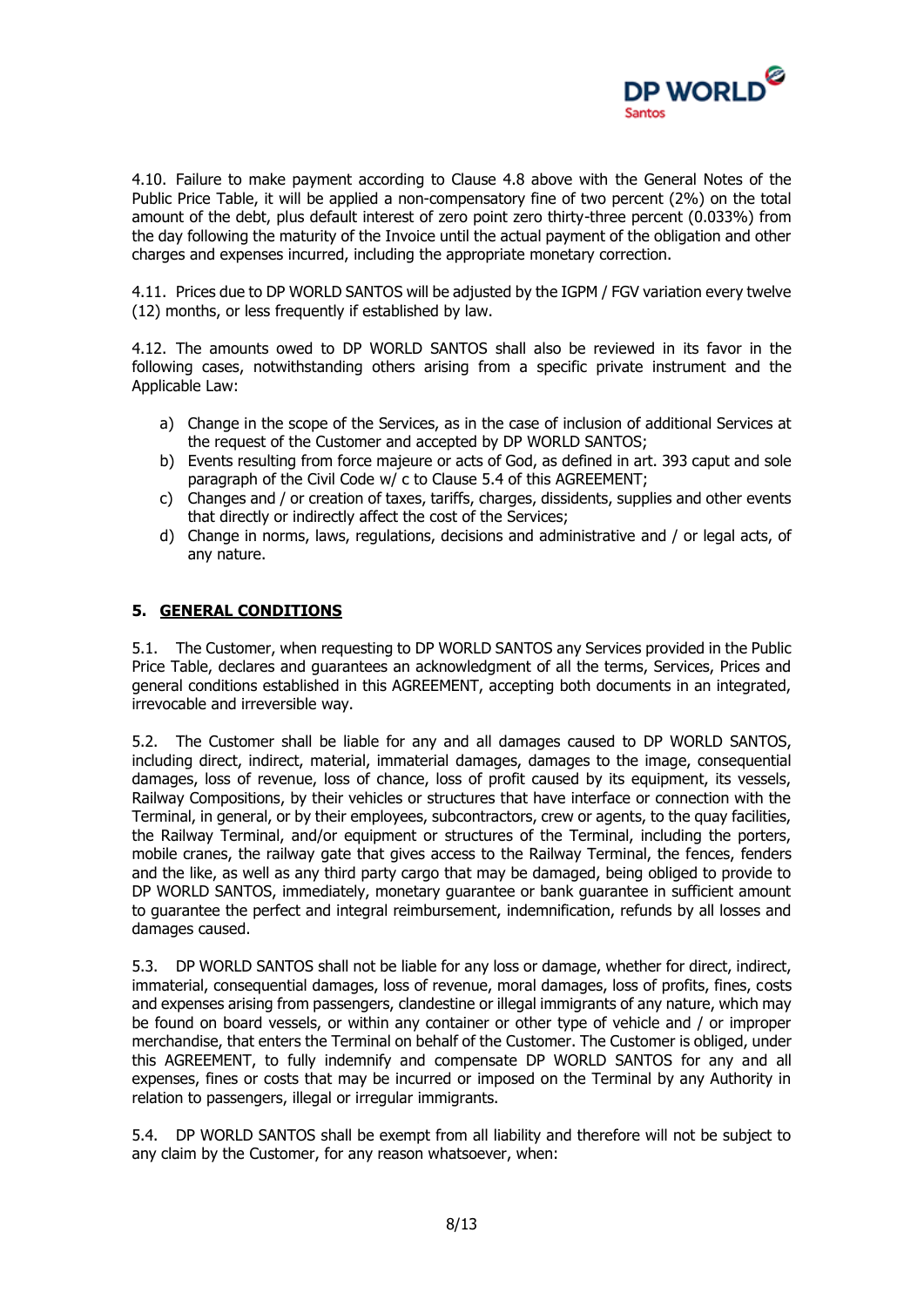4.10. Failure to make payment according to Clause 4.8 above with the General Notes of the Public Price Table, it will be applied a non-compensatory fine of two percent (2%) on the total amount of the debt, plus default interest of zero point zero thirty-three percent (0.033%) from the day following the maturity of the Invoice until the actual payment of the obligation and other charges and expenses incurred, including the appropriate monetary correction.

4.11. Prices due to DP WORLD SANTOS will be adjusted by the IGPM / FGV variation every twelve (12) months, or less frequently if established by law.

4.12. The amounts owed to DP WORLD SANTOS shall also be reviewed in its favor in the following cases, notwithstanding others arising from a specific private instrument and the Applicable Law:

a) Change in the scope of the Services, as in the case of inclusion of additional Services at the request of the Customer and accepted by DP WORLD SANTOS;
b) Events resulting from force majeure or acts of God, as defined in art. 393 caput and sole paragraph of the Civil Code w/ c to Clause 5.4 of this AGREEMENT;
c) Changes and / or creation of taxes, tariffs, charges, dissidents, supplies and other events that directly or indirectly affect the cost of the Services;
d) Change in norms, laws, regulations, decisions and administrative and / or legal acts, of any nature.

## 5. GENERAL CONDITIONS

5.1. The Customer, when requesting to DP WORLD SANTOS any Services provided in the Public Price Table, declares and guarantees an acknowledgment of all the terms, Services, Prices and general conditions established in this AGREEMENT, accepting both documents in an integrated, irrevocable and irreversible way.

5.2. The Customer shall be liable for any and all damages caused to DP WORLD SANTOS, including direct, indirect, material, immaterial damages, damages to the image, consequential damages, loss of revenue, loss of chance, loss of profit caused by its equipment, its vessels, Railway Compositions, by their vehicles or structures that have interface or connection with the Terminal, in general, or by their employees, subcontractors, crew or agents, to the quay facilities, the Railway Terminal, and/or equipment or structures of the Terminal, including the porters, mobile cranes, the railway gate that gives access to the Railway Terminal, the fences, fenders and the like, as well as any third party cargo that may be damaged, being obliged to provide to DP WORLD SANTOS, immediately, monetary guarantee or bank guarantee in sufficient amount to guarantee the perfect and integral reimbursement, indemnification, refunds by all losses and damages caused.

5.3. DP WORLD SANTOS shall not be liable for any loss or damage, whether for direct, indirect, immaterial, consequential damages, loss of revenue, moral damages, loss of profits, fines, costs and expenses arising from passengers, clandestine or illegal immigrants of any nature, which may be found on board vessels, or within any container or other type of vehicle and / or improper merchandise, that enters the Terminal on behalf of the Customer. The Customer is obliged, under this AGREEMENT, to fully indemnify and compensate DP WORLD SANTOS for any and all expenses, fines or costs that may be incurred or imposed on the Terminal by any Authority in relation to passengers, illegal or irregular immigrants.

5.4. DP WORLD SANTOS shall be exempt from all liability and therefore will not be subject to any claim by the Customer, for any reason whatsoever, when: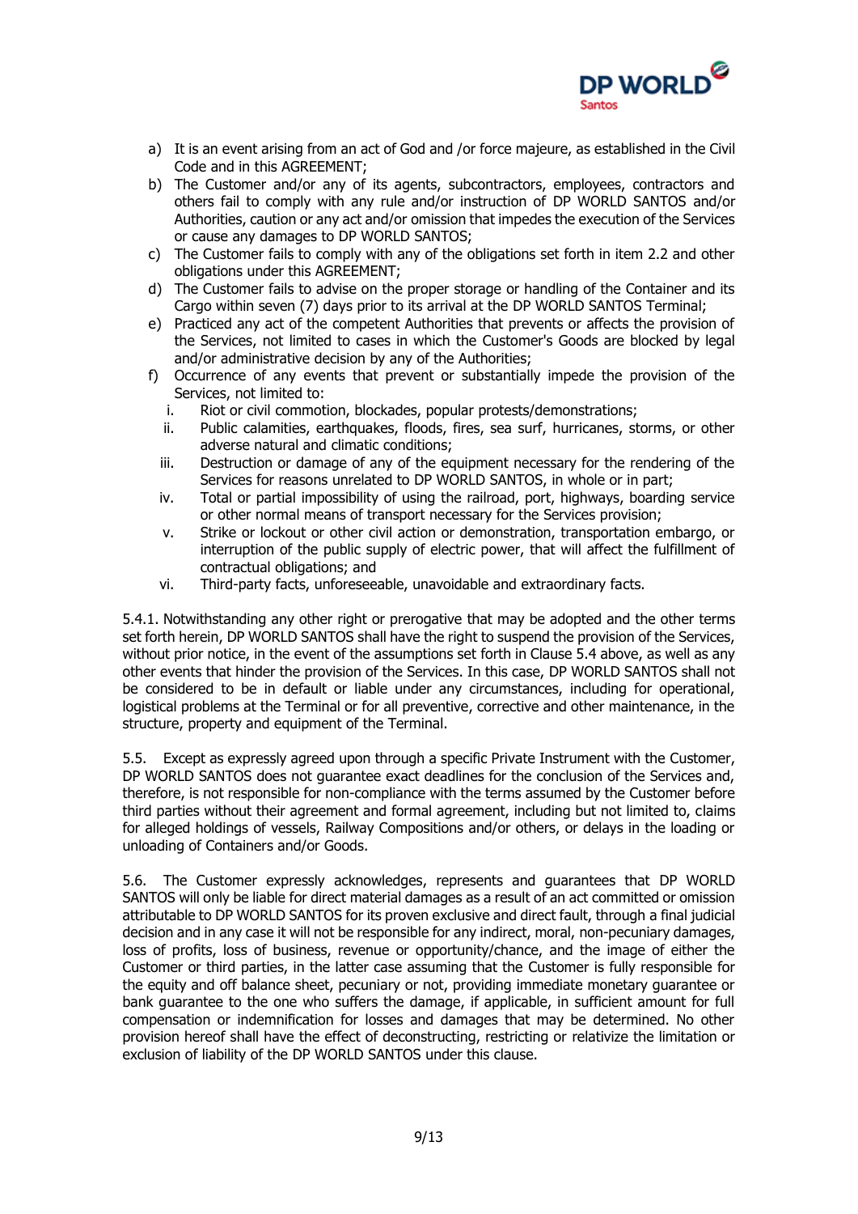a) It is an event arising from an act of God and /or force majeure, as established in the Civil Code and in this AGREEMENT;
b) The Customer and/or any of its agents, subcontractors, employees, contractors and others fail to comply with any rule and/or instruction of DP WORLD SANTOS and/or Authorities, caution or any act and/or omission that impedes the execution of the Services or cause any damages to DP WORLD SANTOS;
c) The Customer fails to comply with any of the obligations set forth in item 2.2 and other obligations under this AGREEMENT;
d) The Customer fails to advise on the proper storage or handling of the Container and its Cargo within seven (7) days prior to its arrival at the DP WORLD SANTOS Terminal;
e) Practiced any act of the competent Authorities that prevents or affects the provision of the Services, not limited to cases in which the Customer's Goods are blocked by legal and/or administrative decision by any of the Authorities;
f) Occurrence of any events that prevent or substantially impede the provision of the Services, not limited to:
   i. Riot or civil commotion, blockades, popular protests/demonstrations;
   ii. Public calamities, earthquakes, floods, fires, sea surf, hurricanes, storms, or other adverse natural and climatic conditions;
   iii. Destruction or damage of any of the equipment necessary for the rendering of the Services for reasons unrelated to DP WORLD SANTOS, in whole or in part;
   iv. Total or partial impossibility of using the railroad, port, highways, boarding service or other normal means of transport necessary for the Services provision;
   v. Strike or lockout or other civil action or demonstration, transportation embargo, or interruption of the public supply of electric power, that will affect the fulfillment of contractual obligations; and
   vi. Third-party facts, unforeseeable, unavoidable and extraordinary facts.

5.4.1. Notwithstanding any other right or prerogative that may be adopted and the other terms set forth herein, DP WORLD SANTOS shall have the right to suspend the provision of the Services, without prior notice, in the event of the assumptions set forth in Clause 5.4 above, as well as any other events that hinder the provision of the Services. In this case, DP WORLD SANTOS shall not be considered to be in default or liable under any circumstances, including for operational, logistical problems at the Terminal or for all preventive, corrective and other maintenance, in the structure, property and equipment of the Terminal.

5.5. Except as expressly agreed upon through a specific Private Instrument with the Customer, DP WORLD SANTOS does not guarantee exact deadlines for the conclusion of the Services and, therefore, is not responsible for non-compliance with the terms assumed by the Customer before third parties without their agreement and formal agreement, including but not limited to, claims for alleged holdings of vessels, Railway Compositions and/or others, or delays in the loading or unloading of Containers and/or Goods.

5.6. The Customer expressly acknowledges, represents and guarantees that DP WORLD SANTOS will only be liable for direct material damages as a result of an act committed or omission attributable to DP WORLD SANTOS for its proven exclusive and direct fault, through a final judicial decision and in any case it will not be responsible for any indirect, moral, non-pecuniary damages, loss of profits, loss of business, revenue or opportunity/chance, and the image of either the Customer or third parties, in the latter case assuming that the Customer is fully responsible for the equity and off balance sheet, pecuniary or not, providing immediate monetary guarantee or bank guarantee to the one who suffers the damage, if applicable, in sufficient amount for full compensation or indemnification for losses and damages that may be determined. No other provision hereof shall have the effect of deconstructing, restricting or relativize the limitation or exclusion of liability of the DP WORLD SANTOS under this clause.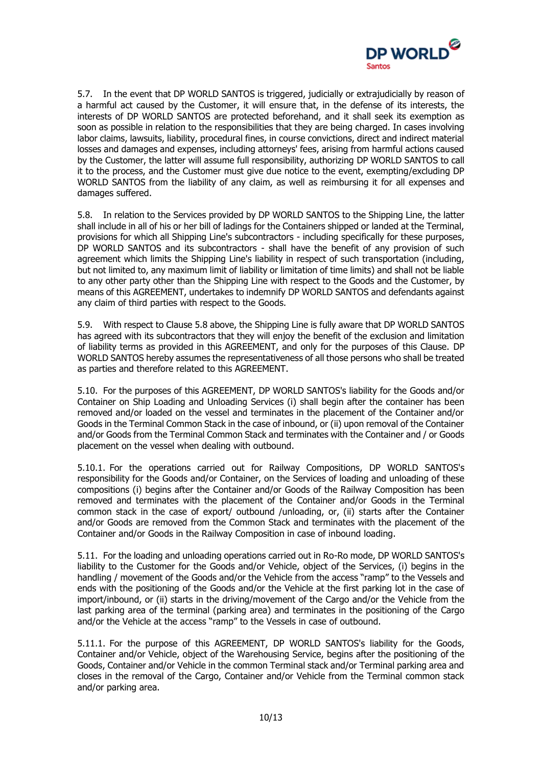5.7. In the event that DP WORLD SANTOS is triggered, judicially or extrajudicially by reason of a harmful act caused by the Customer, it will ensure that, in the defense of its interests, the interests of DP WORLD SANTOS are protected beforehand, and it shall seek its exemption as soon as possible in relation to the responsibilities that they are being charged. In cases involving labor claims, lawsuits, liability, procedural fines, in course convictions, direct and indirect material losses and damages and expenses, including attorneys' fees, arising from harmful actions caused by the Customer, the latter will assume full responsibility, authorizing DP WORLD SANTOS to call it to the process, and the Customer must give due notice to the event, exempting/excluding DP WORLD SANTOS from the liability of any claim, as well as reimbursing it for all expenses and damages suffered.

5.8. In relation to the Services provided by DP WORLD SANTOS to the Shipping Line, the latter shall include in all of his or her bill of ladings for the Containers shipped or landed at the Terminal, provisions for which all Shipping Line's subcontractors - including specifically for these purposes, DP WORLD SANTOS and its subcontractors - shall have the benefit of any provision of such agreement which limits the Shipping Line's liability in respect of such transportation (including, but not limited to, any maximum limit of liability or limitation of time limits) and shall not be liable to any other party other than the Shipping Line with respect to the Goods and the Customer, by means of this AGREEMENT, undertakes to indemnify DP WORLD SANTOS and defendants against any claim of third parties with respect to the Goods.

5.9. With respect to Clause 5.8 above, the Shipping Line is fully aware that DP WORLD SANTOS has agreed with its subcontractors that they will enjoy the benefit of the exclusion and limitation of liability terms as provided in this AGREEMENT, and only for the purposes of this Clause. DP WORLD SANTOS hereby assumes the representativeness of all those persons who shall be treated as parties and therefore related to this AGREEMENT.

5.10. For the purposes of this AGREEMENT, DP WORLD SANTOS's liability for the Goods and/or Container on Ship Loading and Unloading Services (i) shall begin after the container has been removed and/or loaded on the vessel and terminates in the placement of the Container and/or Goods in the Terminal Common Stack in the case of inbound, or (ii) upon removal of the Container and/or Goods from the Terminal Common Stack and terminates with the Container and / or Goods placement on the vessel when dealing with outbound.

5.10.1. For the operations carried out for Railway Compositions, DP WORLD SANTOS's responsibility for the Goods and/or Container, on the Services of loading and unloading of these compositions (i) begins after the Container and/or Goods of the Railway Composition has been removed and terminates with the placement of the Container and/or Goods in the Terminal common stack in the case of export/ outbound /unloading, or, (ii) starts after the Container and/or Goods are removed from the Common Stack and terminates with the placement of the Container and/or Goods in the Railway Composition in case of inbound loading.

5.11. For the loading and unloading operations carried out in Ro-Ro mode, DP WORLD SANTOS's liability to the Customer for the Goods and/or Vehicle, object of the Services, (i) begins in the handling / movement of the Goods and/or the Vehicle from the access "ramp" to the Vessels and ends with the positioning of the Goods and/or the Vehicle at the first parking lot in the case of import/inbound, or (ii) starts in the driving/movement of the Cargo and/or the Vehicle from the last parking area of the terminal (parking area) and terminates in the positioning of the Cargo and/or the Vehicle at the access "ramp" to the Vessels in case of outbound.

5.11.1. For the purpose of this AGREEMENT, DP WORLD SANTOS's liability for the Goods, Container and/or Vehicle, object of the Warehousing Service, begins after the positioning of the Goods, Container and/or Vehicle in the common Terminal stack and/or Terminal parking area and closes in the removal of the Cargo, Container and/or Vehicle from the Terminal common stack and/or parking area.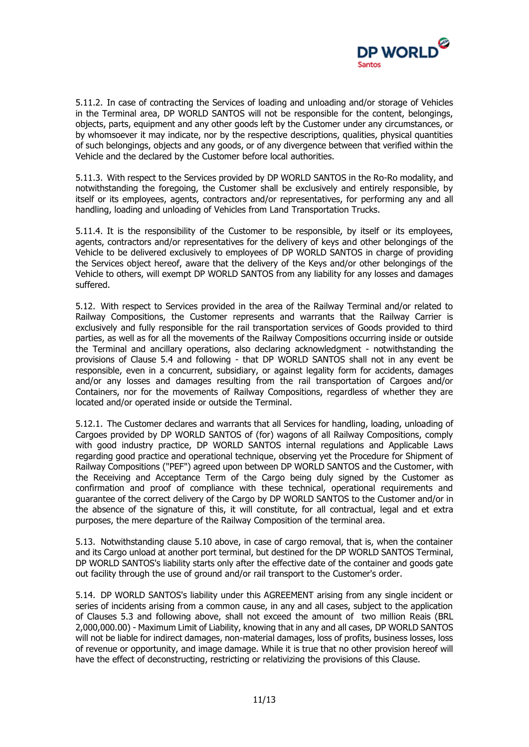5.11.2. In case of contracting the Services of loading and unloading and/or storage of Vehicles in the Terminal area, DP WORLD SANTOS will not be responsible for the content, belongings, objects, parts, equipment and any other goods left by the Customer under any circumstances, or by whomsoever it may indicate, nor by the respective descriptions, qualities, physical quantities of such belongings, objects and any goods, or of any divergence between that verified within the Vehicle and the declared by the Customer before local authorities.

5.11.3. With respect to the Services provided by DP WORLD SANTOS in the Ro-Ro modality, and notwithstanding the foregoing, the Customer shall be exclusively and entirely responsible, by itself or its employees, agents, contractors and/or representatives, for performing any and all handling, loading and unloading of Vehicles from Land Transportation Trucks.

5.11.4. It is the responsibility of the Customer to be responsible, by itself or its employees, agents, contractors and/or representatives for the delivery of keys and other belongings of the Vehicle to be delivered exclusively to employees of DP WORLD SANTOS in charge of providing the Services object hereof, aware that the delivery of the Keys and/or other belongings of the Vehicle to others, will exempt DP WORLD SANTOS from any liability for any losses and damages suffered.

5.12. With respect to Services provided in the area of the Railway Terminal and/or related to Railway Compositions, the Customer represents and warrants that the Railway Carrier is exclusively and fully responsible for the rail transportation services of Goods provided to third parties, as well as for all the movements of the Railway Compositions occurring inside or outside the Terminal and ancillary operations, also declaring acknowledgment - notwithstanding the provisions of Clause 5.4 and following - that DP WORLD SANTOS shall not in any event be responsible, even in a concurrent, subsidiary, or against legality form for accidents, damages and/or any losses and damages resulting from the rail transportation of Cargoes and/or Containers, nor for the movements of Railway Compositions, regardless of whether they are located and/or operated inside or outside the Terminal.

5.12.1. The Customer declares and warrants that all Services for handling, loading, unloading of Cargoes provided by DP WORLD SANTOS of (for) wagons of all Railway Compositions, comply with good industry practice, DP WORLD SANTOS internal regulations and Applicable Laws regarding good practice and operational technique, observing yet the Procedure for Shipment of Railway Compositions ("PEF") agreed upon between DP WORLD SANTOS and the Customer, with the Receiving and Acceptance Term of the Cargo being duly signed by the Customer as confirmation and proof of compliance with these technical, operational requirements and guarantee of the correct delivery of the Cargo by DP WORLD SANTOS to the Customer and/or in the absence of the signature of this, it will constitute, for all contractual, legal and et extra purposes, the mere departure of the Railway Composition of the terminal area.

5.13. Notwithstanding clause 5.10 above, in case of cargo removal, that is, when the container and its Cargo unload at another port terminal, but destined for the DP WORLD SANTOS Terminal, DP WORLD SANTOS's liability starts only after the effective date of the container and goods gate out facility through the use of ground and/or rail transport to the Customer's order.

5.14. DP WORLD SANTOS's liability under this AGREEMENT arising from any single incident or series of incidents arising from a common cause, in any and all cases, subject to the application of Clauses 5.3 and following above, shall not exceed the amount of two million Reais (BRL 2,000,000.00) - Maximum Limit of Liability, knowing that in any and all cases, DP WORLD SANTOS will not be liable for indirect damages, non-material damages, loss of profits, business losses, loss of revenue or opportunity, and image damage. While it is true that no other provision hereof will have the effect of deconstructing, restricting or relativizing the provisions of this Clause.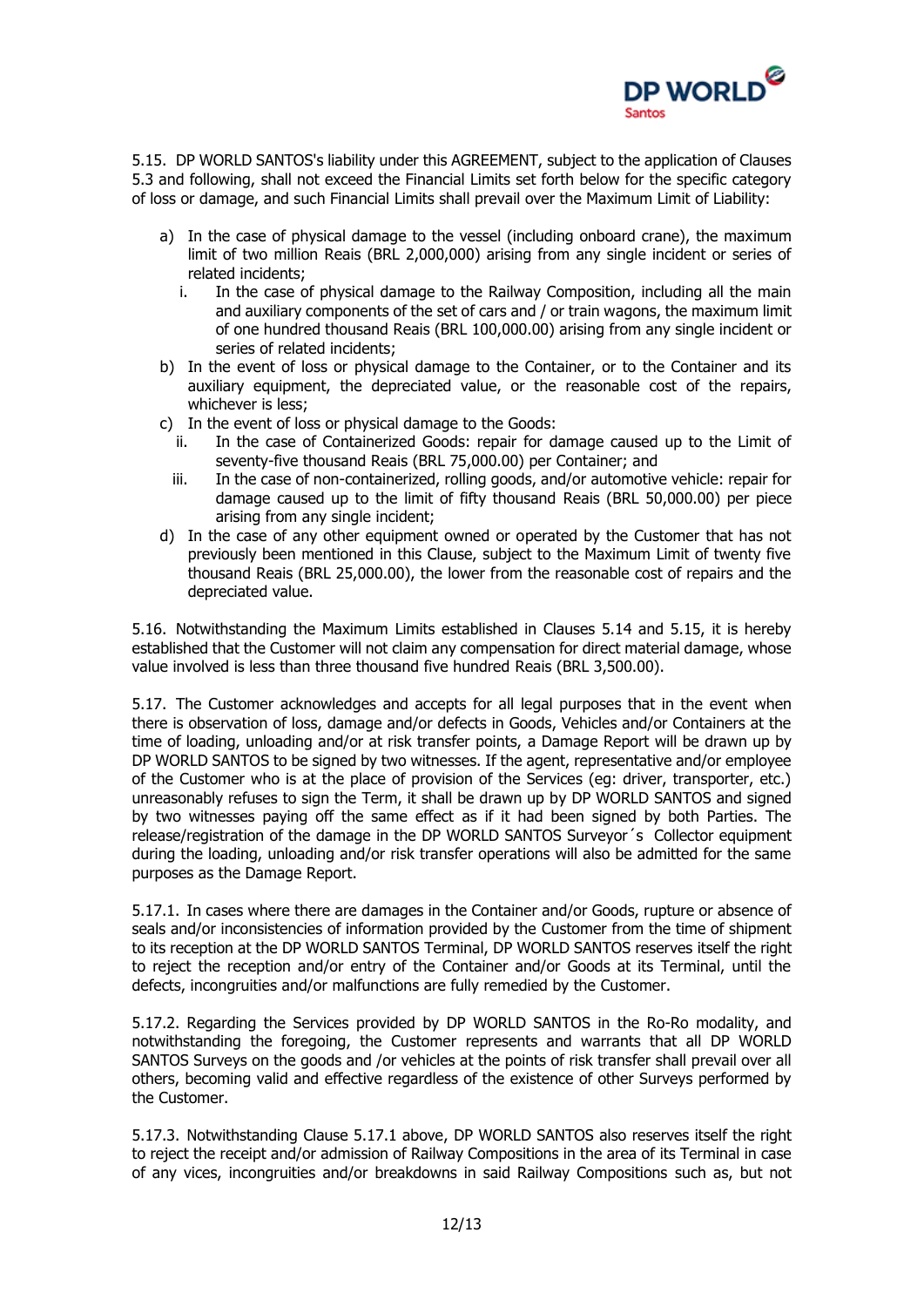5.15. DP WORLD SANTOS's liability under this AGREEMENT, subject to the application of Clauses 5.3 and following, shall not exceed the Financial Limits set forth below for the specific category of loss or damage, and such Financial Limits shall prevail over the Maximum Limit of Liability:

a) In the case of physical damage to the vessel (including onboard crane), the maximum limit of two million Reais (BRL 2,000,000) arising from any single incident or series of related incidents;
   i. In the case of physical damage to the Railway Composition, including all the main and auxiliary components of the set of cars and / or train wagons, the maximum limit of one hundred thousand Reais (BRL 100,000.00) arising from any single incident or series of related incidents;
b) In the event of loss or physical damage to the Container, or to the Container and its auxiliary equipment, the depreciated value, or the reasonable cost of the repairs, whichever is less;
c) In the event of loss or physical damage to the Goods:
   ii. In the case of Containerized Goods: repair for damage caused up to the Limit of seventy-five thousand Reais (BRL 75,000.00) per Container; and
   iii. In the case of non-containerized, rolling goods, and/or automotive vehicle: repair for damage caused up to the limit of fifty thousand Reais (BRL 50,000.00) per piece arising from any single incident;
d) In the case of any other equipment owned or operated by the Customer that has not previously been mentioned in this Clause, subject to the Maximum Limit of twenty five thousand Reais (BRL 25,000.00), the lower from the reasonable cost of repairs and the depreciated value.

5.16. Notwithstanding the Maximum Limits established in Clauses 5.14 and 5.15, it is hereby established that the Customer will not claim any compensation for direct material damage, whose value involved is less than three thousand five hundred Reais (BRL 3,500.00).

5.17. The Customer acknowledges and accepts for all legal purposes that in the event when there is observation of loss, damage and/or defects in Goods, Vehicles and/or Containers at the time of loading, unloading and/or at risk transfer points, a Damage Report will be drawn up by DP WORLD SANTOS to be signed by two witnesses. If the agent, representative and/or employee of the Customer who is at the place of provision of the Services (eg: driver, transporter, etc.) unreasonably refuses to sign the Term, it shall be drawn up by DP WORLD SANTOS and signed by two witnesses paying off the same effect as if it had been signed by both Parties. The release/registration of the damage in the DP WORLD SANTOS Surveyor´s Collector equipment during the loading, unloading and/or risk transfer operations will also be admitted for the same purposes as the Damage Report.

5.17.1. In cases where there are damages in the Container and/or Goods, rupture or absence of seals and/or inconsistencies of information provided by the Customer from the time of shipment to its reception at the DP WORLD SANTOS Terminal, DP WORLD SANTOS reserves itself the right to reject the reception and/or entry of the Container and/or Goods at its Terminal, until the defects, incongruities and/or malfunctions are fully remedied by the Customer.

5.17.2. Regarding the Services provided by DP WORLD SANTOS in the Ro-Ro modality, and notwithstanding the foregoing, the Customer represents and warrants that all DP WORLD SANTOS Surveys on the goods and /or vehicles at the points of risk transfer shall prevail over all others, becoming valid and effective regardless of the existence of other Surveys performed by the Customer.

5.17.3. Notwithstanding Clause 5.17.1 above, DP WORLD SANTOS also reserves itself the right to reject the receipt and/or admission of Railway Compositions in the area of its Terminal in case of any vices, incongruities and/or breakdowns in said Railway Compositions such as, but not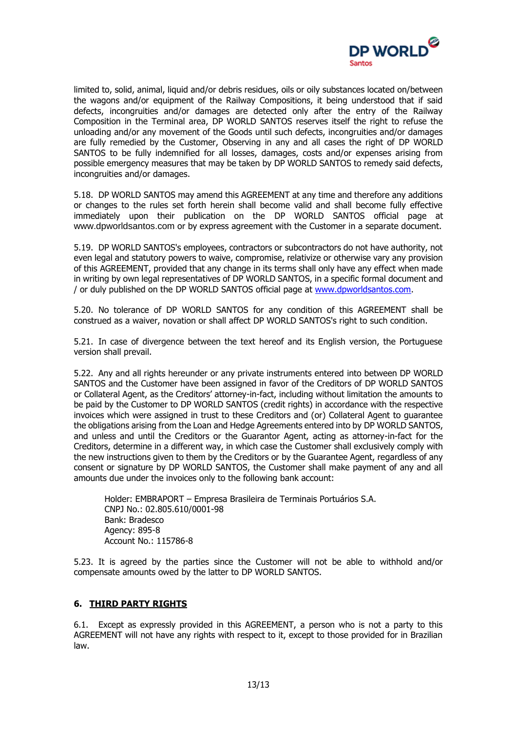limited to, solid, animal, liquid and/or debris residues, oils or oily substances located on/between the wagons and/or equipment of the Railway Compositions, it being understood that if said defects, incongruities and/or damages are detected only after the entry of the Railway Composition in the Terminal area, DP WORLD SANTOS reserves itself the right to refuse the unloading and/or any movement of the Goods until such defects, incongruities and/or damages are fully remedied by the Customer, Observing in any and all cases the right of DP WORLD SANTOS to be fully indemnified for all losses, damages, costs and/or expenses arising from possible emergency measures that may be taken by DP WORLD SANTOS to remedy said defects, incongruities and/or damages.

5.18. DP WORLD SANTOS may amend this AGREEMENT at any time and therefore any additions or changes to the rules set forth herein shall become valid and shall become fully effective immediately upon their publication on the DP WORLD SANTOS official page at www.dpworldsantos.com or by express agreement with the Customer in a separate document.

5.19. DP WORLD SANTOS's employees, contractors or subcontractors do not have authority, not even legal and statutory powers to waive, compromise, relativize or otherwise vary any provision of this AGREEMENT, provided that any change in its terms shall only have any effect when made in writing by own legal representatives of DP WORLD SANTOS, in a specific formal document and / or duly published on the DP WORLD SANTOS official page at www.dpworldsantos.com.

5.20. No tolerance of DP WORLD SANTOS for any condition of this AGREEMENT shall be construed as a waiver, novation or shall affect DP WORLD SANTOS's right to such condition.

5.21. In case of divergence between the text hereof and its English version, the Portuguese version shall prevail.

5.22. Any and all rights hereunder or any private instruments entered into between DP WORLD SANTOS and the Customer have been assigned in favor of the Creditors of DP WORLD SANTOS or Collateral Agent, as the Creditors' attorney-in-fact, including without limitation the amounts to be paid by the Customer to DP WORLD SANTOS (credit rights) in accordance with the respective invoices which were assigned in trust to these Creditors and (or) Collateral Agent to guarantee the obligations arising from the Loan and Hedge Agreements entered into by DP WORLD SANTOS, and unless and until the Creditors or the Guarantor Agent, acting as attorney-in-fact for the Creditors, determine in a different way, in which case the Customer shall exclusively comply with the new instructions given to them by the Creditors or by the Guarantee Agent, regardless of any consent or signature by DP WORLD SANTOS, the Customer shall make payment of any and all amounts due under the invoices only to the following bank account:

Holder: EMBRAPORT – Empresa Brasileira de Terminais Portuários S.A.
CNPJ No.: 02.805.610/0001-98
Bank: Bradesco
Agency: 895-8
Account No.: 115786-8

5.23. It is agreed by the parties since the Customer will not be able to withhold and/or compensate amounts owed by the latter to DP WORLD SANTOS.

## 6. THIRD PARTY RIGHTS

6.1. Except as expressly provided in this AGREEMENT, a person who is not a party to this AGREEMENT will not have any rights with respect to it, except to those provided for in Brazilian law.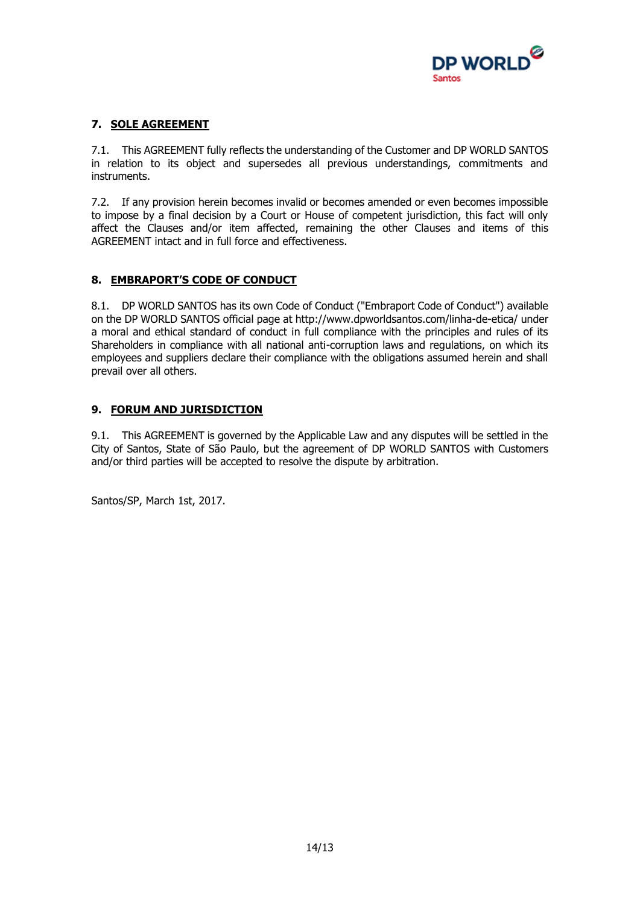## 7. SOLE AGREEMENT

7.1. This AGREEMENT fully reflects the understanding of the Customer and DP WORLD SANTOS in relation to its object and supersedes all previous understandings, commitments and instruments.

7.2. If any provision herein becomes invalid or becomes amended or even becomes impossible to impose by a final decision by a Court or House of competent jurisdiction, this fact will only affect the Clauses and/or item affected, remaining the other Clauses and items of this AGREEMENT intact and in full force and effectiveness.

## 8. EMBRAPORT'S CODE OF CONDUCT

8.1. DP WORLD SANTOS has its own Code of Conduct ("Embraport Code of Conduct") available on the DP WORLD SANTOS official page at http://www.dpworldsantos.com/linha-de-etica/ under a moral and ethical standard of conduct in full compliance with the principles and rules of its Shareholders in compliance with all national anti-corruption laws and regulations, on which its employees and suppliers declare their compliance with the obligations assumed herein and shall prevail over all others.

## 9. FORUM AND JURISDICTION

9.1. This AGREEMENT is governed by the Applicable Law and any disputes will be settled in the City of Santos, State of São Paulo, but the agreement of DP WORLD SANTOS with Customers and/or third parties will be accepted to resolve the dispute by arbitration.

Santos/SP, March 1st, 2017.